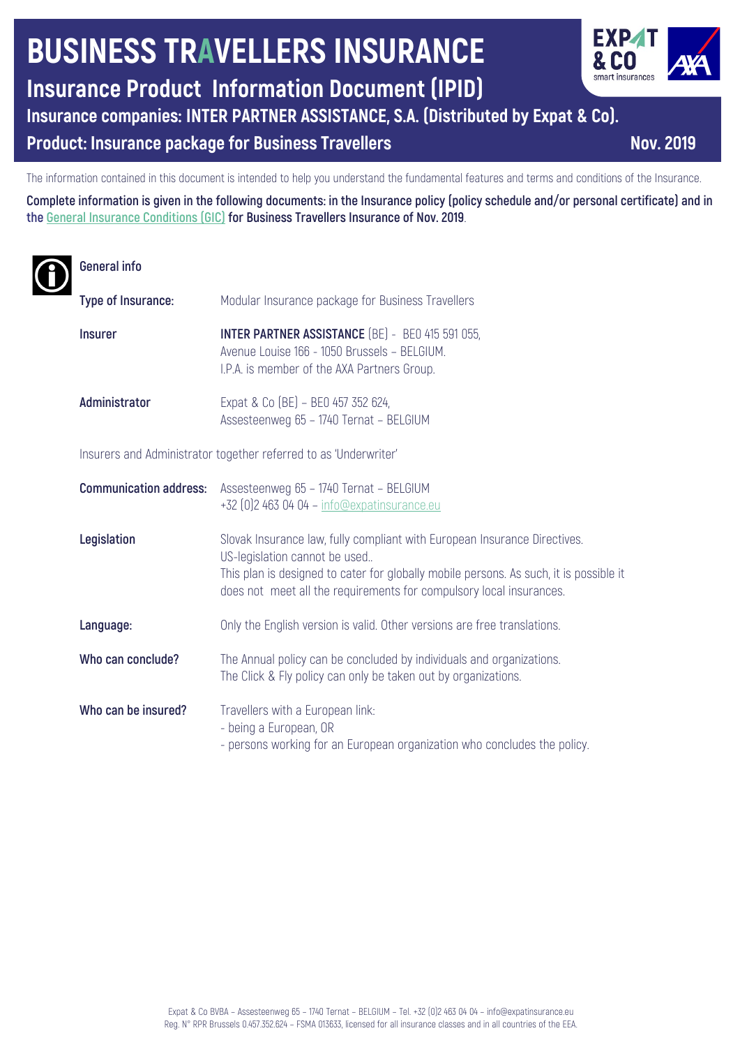# BUSINESS TRAVELLERS INSURANCE

## Insurance Product Information Document (IPID)

### Insurance companies: INTER PARTNER ASSISTANCE, S.A. (Distributed by Expat & Co).

### Product: Insurance package for Business Travellers

**Nov. 2019**

The information contained in this document is intended to help you understand the fundamental features and terms and conditions of the Insurance.

**Complete information is given in the following documents: in the Insurance policy (policy schedule and/or personal certificate) and in the General Insurance Conditions (GIC) for Business Travellers Insurance of Nov. 2019.**

## General info

| | |
|---|---|
| **Type of Insurance:** | Modular Insurance package for Business Travellers |
| **Insurer** | **INTER PARTNER ASSISTANCE** (BE) - BE0 415 591 055,<br>Avenue Louise 166 - 1050 Brussels – BELGIUM.<br>I.P.A. is member of the AXA Partners Group. |
| **Administrator** | Expat & Co (BE) – BE0 457 352 624,<br>Assesteenweg 65 – 1740 Ternat – BELGIUM |

Insurers and Administrator together referred to as 'Underwriter'

| | |
|---|---|
| **Communication address:** | Assesteenweg 65 – 1740 Ternat – BELGIUM<br>+32 (0)2 463 04 04 – info@expatinsurance.eu |
| **Legislation** | Slovak Insurance law, fully compliant with European Insurance Directives.<br>US-legislation cannot be used..<br>This plan is designed to cater for globally mobile persons. As such, it is possible it does not meet all the requirements for compulsory local insurances. |
| **Language:** | Only the English version is valid. Other versions are free translations. |
| **Who can conclude?** | The Annual policy can be concluded by individuals and organizations.<br>The Click & Fly policy can only be taken out by organizations. |
| **Who can be insured?** | Travellers with a European link:<br>- being a European, OR<br>- persons working for an European organization who concludes the policy. |

Expat & Co BVBA – Assesteenweg 65 – 1740 Ternat – BELGIUM – Tel. +32 (0)2 463 04 04 – info@expatinsurance.eu
Reg. N° RPR Brussels 0.457.352.624 – FSMA 013633, licensed for all insurance classes and in all countries of the EEA.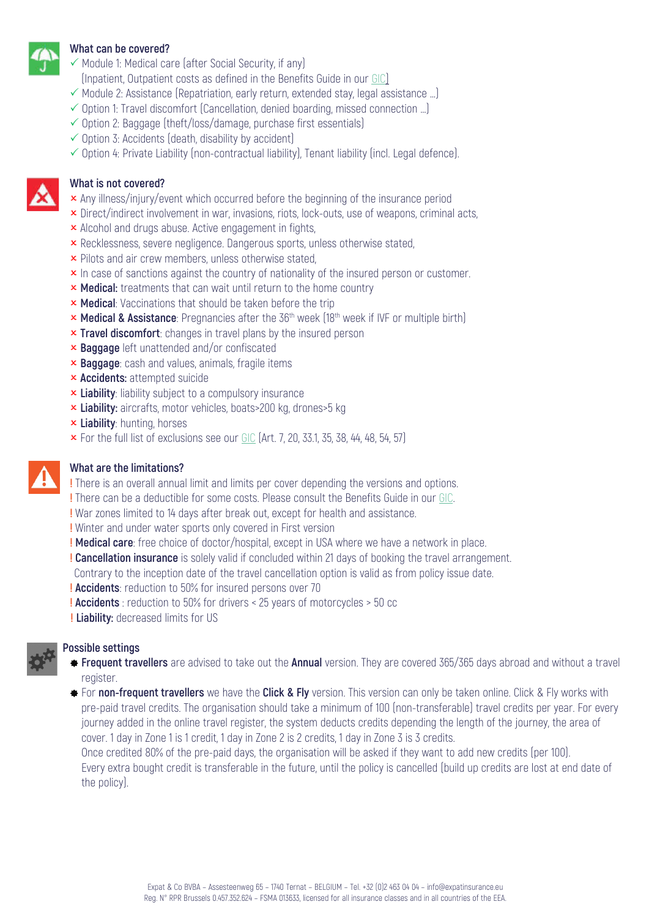### What can be covered?

- ✓ Module 1: Medical care (after Social Security, if any)
  (Inpatient, Outpatient costs as defined in the Benefits Guide in our GIC)
- ✓ Module 2: Assistance (Repatriation, early return, extended stay, legal assistance ...)
- ✓ Option 1: Travel discomfort (Cancellation, denied boarding, missed connection ...)
- ✓ Option 2: Baggage (theft/loss/damage, purchase first essentials)
- ✓ Option 3: Accidents (death, disability by accident)
- ✓ Option 4: Private Liability (non-contractual liability), Tenant liability (incl. Legal defence).

### What is not covered?

- × Any illness/injury/event which occurred before the beginning of the insurance period
- × Direct/indirect involvement in war, invasions, riots, lock-outs, use of weapons, criminal acts,
- × Alcohol and drugs abuse. Active engagement in fights,
- × Recklessness, severe negligence. Dangerous sports, unless otherwise stated,
- × Pilots and air crew members, unless otherwise stated,
- × In case of sanctions against the country of nationality of the insured person or customer.
- × **Medical:** treatments that can wait until return to the home country
- × **Medical**: Vaccinations that should be taken before the trip
- × **Medical & Assistance**: Pregnancies after the 36th week (18th week if IVF or multiple birth)
- × **Travel discomfort**: changes in travel plans by the insured person
- × **Baggage** left unattended and/or confiscated
- × **Baggage**: cash and values, animals, fragile items
- × **Accidents:** attempted suicide
- × **Liability**: liability subject to a compulsory insurance
- × **Liability:** aircrafts, motor vehicles, boats>200 kg, drones>5 kg
- × **Liability**: hunting, horses
- × For the full list of exclusions see our GIC (Art. 7, 20, 33.1, 35, 38, 44, 48, 54, 57)

### What are the limitations?

! There is an overall annual limit and limits per cover depending the versions and options.
! There can be a deductible for some costs. Please consult the Benefits Guide in our GIC.
! War zones limited to 14 days after break out, except for health and assistance.
! Winter and under water sports only covered in First version
! **Medical care**: free choice of doctor/hospital, except in USA where we have a network in place.
! **Cancellation insurance** is solely valid if concluded within 21 days of booking the travel arrangement. Contrary to the inception date of the travel cancellation option is valid as from policy issue date.
! **Accidents**: reduction to 50% for insured persons over 70
! **Accidents** : reduction to 50% for drivers < 25 years of motorcycles > 50 cc
! **Liability:** decreased limits for US

### Possible settings

- **Frequent travellers** are advised to take out the **Annual** version. They are covered 365/365 days abroad and without a travel register.
- For **non-frequent travellers** we have the **Click & Fly** version. This version can only be taken online. Click & Fly works with pre-paid travel credits. The organisation should take a minimum of 100 (non-transferable) travel credits per year. For every journey added in the online travel register, the system deducts credits depending the length of the journey, the area of cover. 1 day in Zone 1 is 1 credit, 1 day in Zone 2 is 2 credits, 1 day in Zone 3 is 3 credits.
  Once credited 80% of the pre-paid days, the organisation will be asked if they want to add new credits (per 100).
  Every extra bought credit is transferable in the future, until the policy is cancelled (build up credits are lost at end date of the policy).

Expat & Co BVBA – Assesteenweg 65 – 1740 Ternat – BELGIUM – Tel. +32 (0)2 463 04 04 – info@expatinsurance.eu
Reg. N° RPR Brussels 0.457.352.624 – FSMA 013633, licensed for all insurance classes and in all countries of the EEA.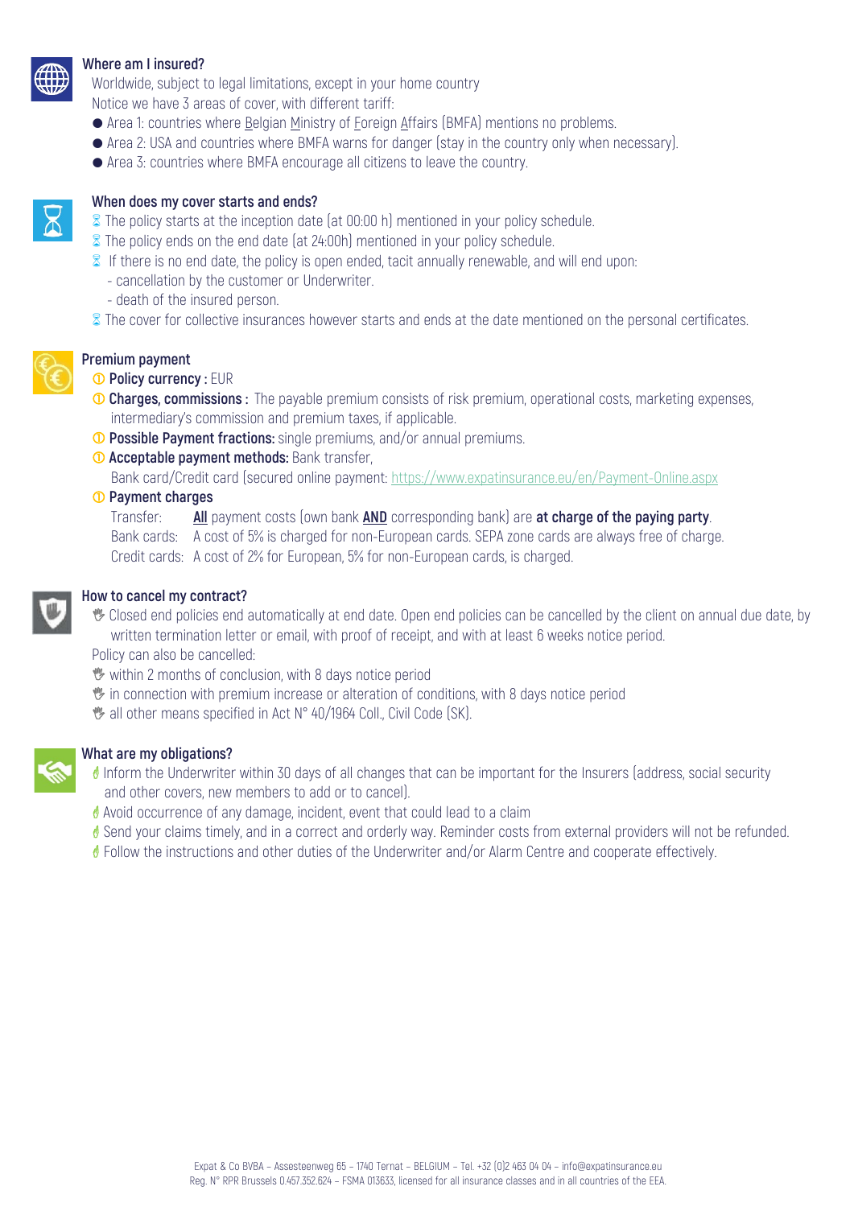### Where am I insured?

Worldwide, subject to legal limitations, except in your home country

Notice we have 3 areas of cover, with different tariff:

- Area 1: countries where Belgian Ministry of Foreign Affairs (BMFA) mentions no problems.
- Area 2: USA and countries where BMFA warns for danger (stay in the country only when necessary).
- Area 3: countries where BMFA encourage all citizens to leave the country.

### When does my cover starts and ends?

- The policy starts at the inception date (at 00:00 h) mentioned in your policy schedule.
- The policy ends on the end date (at 24:00h) mentioned in your policy schedule.
- If there is no end date, the policy is open ended, tacit annually renewable, and will end upon:
  - cancellation by the customer or Underwriter.
  - death of the insured person.
- The cover for collective insurances however starts and ends at the date mentioned on the personal certificates.

### Premium payment

- **Policy currency :** EUR
- **Charges, commissions :** The payable premium consists of risk premium, operational costs, marketing expenses, intermediary's commission and premium taxes, if applicable.
- **Possible Payment fractions:** single premiums, and/or annual premiums.
- **Acceptable payment methods:** Bank transfer,
  Bank card/Credit card (secured online payment: https://www.expatinsurance.eu/en/Payment-Online.aspx
- **Payment charges**

| | |
|---|---|
| Transfer: | **All** payment costs (own bank **AND** corresponding bank) are **at charge of the paying party**. |
| Bank cards: | A cost of 5% is charged for non-European cards. SEPA zone cards are always free of charge. |
| Credit cards: | A cost of 2% for European, 5% for non-European cards, is charged. |

### How to cancel my contract?

- Closed end policies end automatically at end date. Open end policies can be cancelled by the client on annual due date, by written termination letter or email, with proof of receipt, and with at least 6 weeks notice period.

Policy can also be cancelled:

- within 2 months of conclusion, with 8 days notice period
- in connection with premium increase or alteration of conditions, with 8 days notice period
- all other means specified in Act N° 40/1964 Coll., Civil Code (SK).

### What are my obligations?

- Inform the Underwriter within 30 days of all changes that can be important for the Insurers (address, social security and other covers, new members to add or to cancel).
- Avoid occurrence of any damage, incident, event that could lead to a claim
- Send your claims timely, and in a correct and orderly way. Reminder costs from external providers will not be refunded.
- Follow the instructions and other duties of the Underwriter and/or Alarm Centre and cooperate effectively.